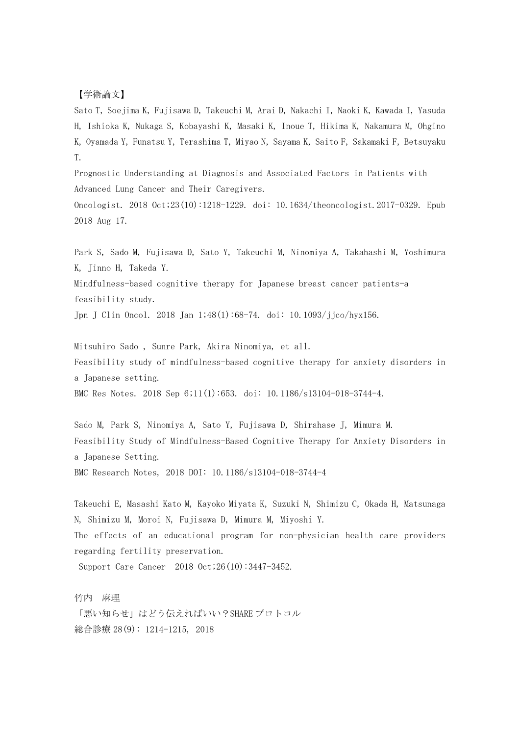【学術論文】

Sato T, Soejima K, Fujisawa D, Takeuchi M, Arai D, Nakachi I, Naoki K, Kawada I, Yasuda H, Ishioka K, Nukaga S, Kobayashi K, Masaki K, Inoue T, Hikima K, Nakamura M, Ohgino K, Oyamada Y, Funatsu Y, Terashima T, Miyao N, Sayama K, Saito F, Sakamaki F, Betsuyaku T.
Prognostic Understanding at Diagnosis and Associated Factors in Patients with Advanced Lung Cancer and Their Caregivers.
Oncologist. 2018 Oct;23(10):1218-1229. doi: 10.1634/theoncologist.2017-0329. Epub 2018 Aug 17.

Park S, Sado M, Fujisawa D, Sato Y, Takeuchi M, Ninomiya A, Takahashi M, Yoshimura K, Jinno H, Takeda Y.
Mindfulness-based cognitive therapy for Japanese breast cancer patients-a feasibility study.
Jpn J Clin Oncol. 2018 Jan 1;48(1):68-74. doi: 10.1093/jjco/hyx156.

Mitsuhiro Sado , Sunre Park, Akira Ninomiya, et all.
Feasibility study of mindfulness-based cognitive therapy for anxiety disorders in a Japanese setting.
BMC Res Notes. 2018 Sep 6;11(1):653. doi: 10.1186/s13104-018-3744-4.

Sado M, Park S, Ninomiya A, Sato Y, Fujisawa D, Shirahase J, Mimura M.
Feasibility Study of Mindfulness-Based Cognitive Therapy for Anxiety Disorders in a Japanese Setting.
BMC Research Notes, 2018 DOI: 10.1186/s13104-018-3744-4

Takeuchi E, Masashi Kato M, Kayoko Miyata K, Suzuki N, Shimizu C, Okada H, Matsunaga N, Shimizu M, Moroi N, Fujisawa D, Mimura M, Miyoshi Y.
The effects of an educational program for non-physician health care providers regarding fertility preservation.
Support Care Cancer 2018 Oct;26(10):3447-3452.

竹内　麻理
「悪い知らせ」はどう伝えればいい？SHARE プロトコル
総合診療 28(9): 1214-1215, 2018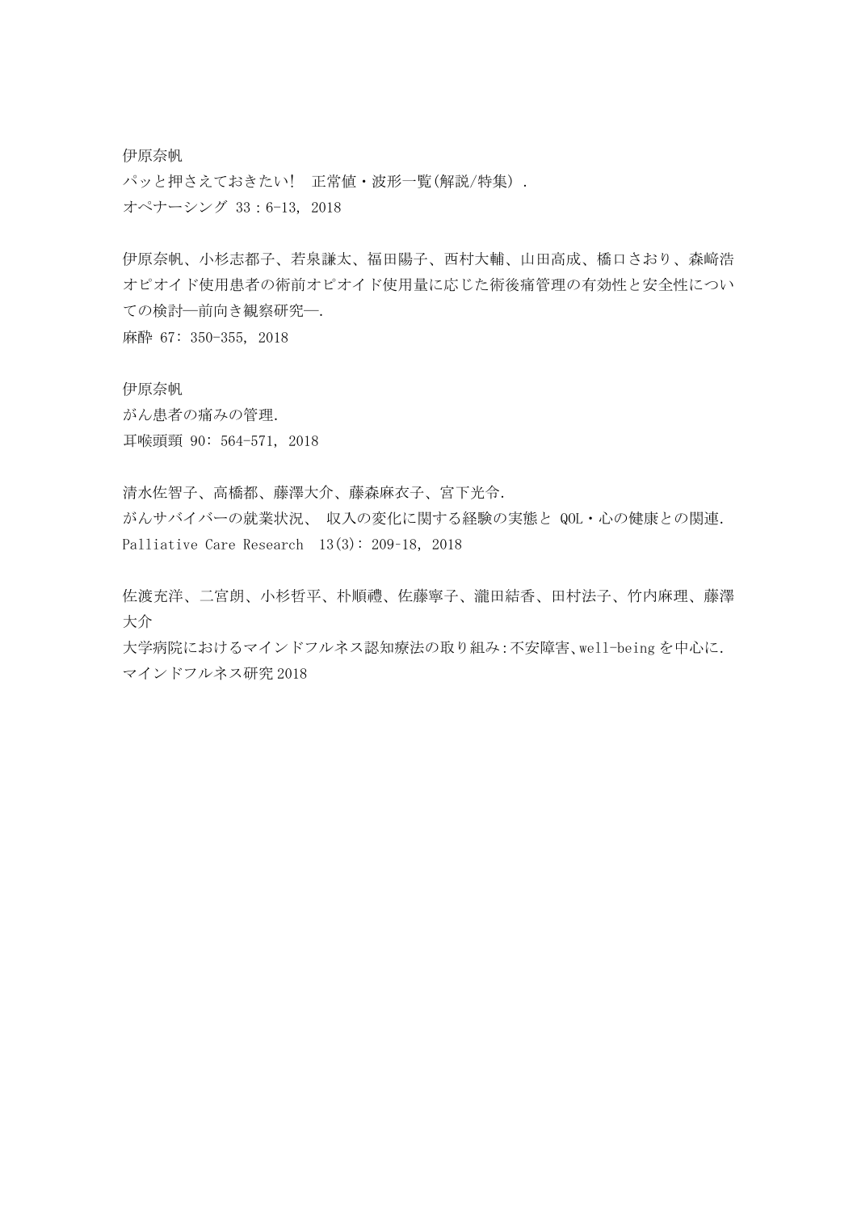伊原奈帆
パッと押さえておきたい! 正常値・波形一覧(解説/特集).
オペナーシング 33：6-13, 2018

伊原奈帆、小杉志都子、若泉謙太、福田陽子、西村大輔、山田高成、橋口さおり、森崎浩
オピオイド使用患者の術前オピオイド使用量に応じた術後痛管理の有効性と安全性についての検討―前向き観察研究―.
麻酔 67: 350-355, 2018

伊原奈帆
がん患者の痛みの管理.
耳喉頭頸 90: 564-571, 2018

清水佐智子、高橋都、藤澤大介、藤森麻衣子、宮下光令.
がんサバイバーの就業状況、 収入の変化に関する経験の実態と QOL・心の健康との関連.
Palliative Care Research 13(3): 209-18, 2018

佐渡充洋、二宮朗、小杉哲平、朴順禮、佐藤寧子、瀧田結香、田村法子、竹内麻理、藤澤大介
大学病院におけるマインドフルネス認知療法の取り組み:不安障害、well-being を中心に.
マインドフルネス研究 2018